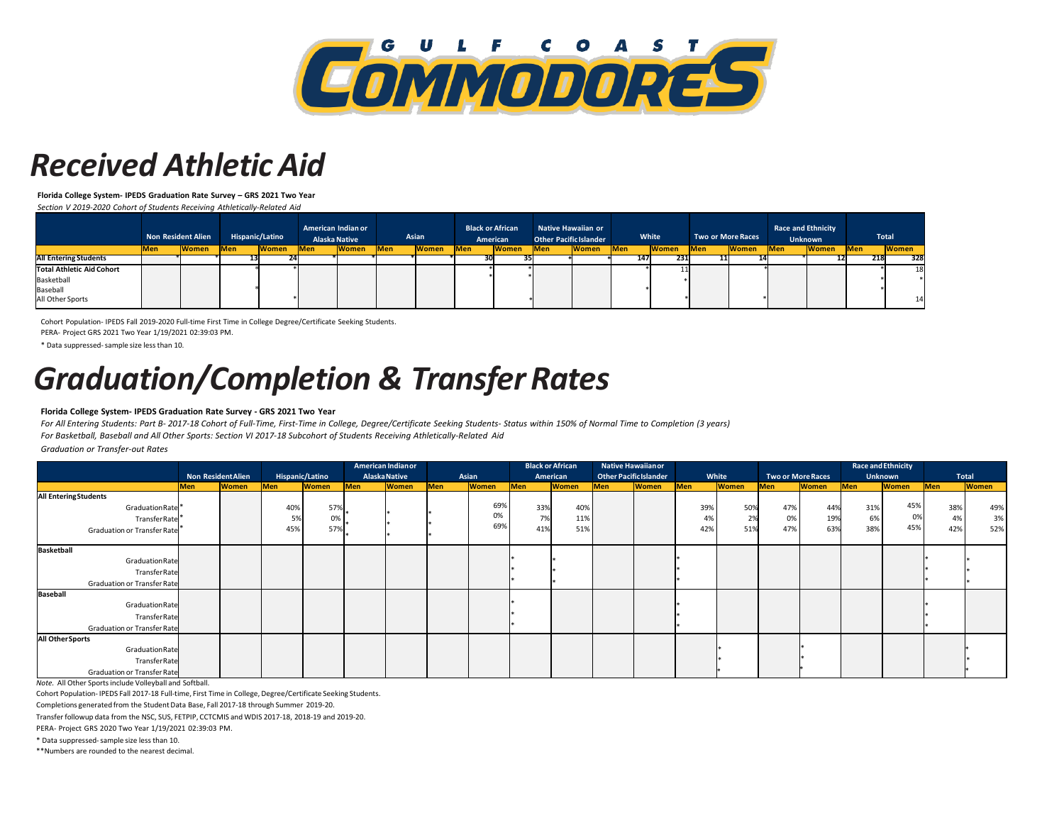# Gulf Coast Commodores

# *Received Athletic Aid*

**Florida College System- IPEDS Graduation Rate Survey – GRS 2021 Two Year**

*Section V 2019-2020 Cohort of Students Receiving Athletically-Related Aid*

| | Non Resident Alien | | Hispanic/Latino | | American Indian or Alaska Native | | Asian | | Black or African American | | Native Hawaiian or Other Pacific Islander | | White | | Two or More Races | | Race and Ethnicity Unknown | | Total | |
|---|---|---|---|---|---|---|---|---|---|---|---|---|---|---|---|---|---|---|---|---|
| | Men | Women | Men | Women | Men | Women | Men | Women | Men | Women | Men | Women | Men | Women | Men | Women | Men | Women | Men | Women |
| **All Entering Students** | * | * | 13 | 24 | * | * | * | * | 30 | 35 | * | * | 147 | 231 | 11 | 14 | * | 12 | 218 | 328 |
| **Total Athletic Aid Cohort** | | | * | * | | | | | * | * | | | * | 11 | | * | | | * | 18 |
| Basketball | | | | | | | | | * | * | | | | * | | | | | * | * |
| Baseball | | | * | | | | | | | | | | * | | | | | | * | |
| All Other Sports | | | | * | | | | | | * | | | | * | | * | | | | 14 |

Cohort Population- IPEDS Fall 2019-2020 Full-time First Time in College Degree/Certificate Seeking Students.

PERA- Project GRS 2021 Two Year 1/19/2021 02:39:03 PM.

* Data suppressed- sample size less than 10.

# *Graduation/Completion & Transfer Rates*

**Florida College System- IPEDS Graduation Rate Survey - GRS 2021 Two Year**

*For All Entering Students: Part B- 2017-18 Cohort of Full-Time, First-Time in College, Degree/Certificate Seeking Students- Status within 150% of Normal Time to Completion (3 years)*

*For Basketball, Baseball and All Other Sports: Section VI 2017-18 Subcohort of Students Receiving Athletically-Related Aid*

*Graduation or Transfer-out Rates*

| | Non Resident Alien | | Hispanic/Latino | | American Indian or Alaska Native | | Asian | | Black or African American | | Native Hawaiian or Other Pacific Islander | | White | | Two or More Races | | Race and Ethnicity Unknown | | Total | |
|---|---|---|---|---|---|---|---|---|---|---|---|---|---|---|---|---|---|---|---|---|
| | Men | Women | Men | Women | Men | Women | Men | Women | Men | Women | Men | Women | Men | Women | Men | Women | Men | Women | Men | Women |
| **All Entering Students** | | | | | | | | | | | | | | | | | | | | |
| Graduation Rate | * | | 40% | 57% | * | * | * | 69% | 33% | 40% | | | 39% | 50% | 47% | 44% | 31% | 45% | 38% | 49% |
| Transfer Rate | * | | 5% | 0% | * | * | * | 0% | 7% | 11% | | | 4% | 2% | 0% | 19% | 6% | 0% | 4% | 3% |
| Graduation or Transfer Rate | * | | 45% | 57% | * | * | * | 69% | 41% | 51% | | | 42% | 51% | 47% | 63% | 38% | 45% | 42% | 52% |
| **Basketball** | | | | | | | | | | | | | | | | | | | | |
| Graduation Rate | | | | | | | | | * | * | | | * | | | | | | * | * |
| Transfer Rate | | | | | | | | | * | * | | | * | | | | | | * | * |
| Graduation or Transfer Rate | | | | | | | | | * | * | | | * | | | | | | * | * |
| **Baseball** | | | | | | | | | | | | | | | | | | | | |
| Graduation Rate | | | | | | | | | * | | | | * | | | | | | * | |
| Transfer Rate | | | | | | | | | * | | | | * | | | | | | * | |
| Graduation or Transfer Rate | | | | | | | | | * | | | | * | | | | | | * | |
| **All Other Sports** | | | | | | | | | | | | | | | | | | | | |
| Graduation Rate | | | | | | | | | | | | | | * | | * | | | * | |
| Transfer Rate | | | | | | | | | | | | | | * | | * | | | * | |
| Graduation or Transfer Rate | | | | | | | | | | | | | | * | | * | | | * | |

*Note.* All Other Sports include Volleyball and Softball.

Cohort Population- IPEDS Fall 2017-18 Full-time, First Time in College, Degree/Certificate Seeking Students.

Completions generated from the Student Data Base, Fall 2017-18 through Summer 2019-20.

Transfer followup data from the NSC, SUS, FETPIP, CCTCMIS and WDIS 2017-18, 2018-19 and 2019-20.

PERA- Project GRS 2020 Two Year 1/19/2021 02:39:03 PM.

* Data suppressed- sample size less than 10.

**Numbers are rounded to the nearest decimal.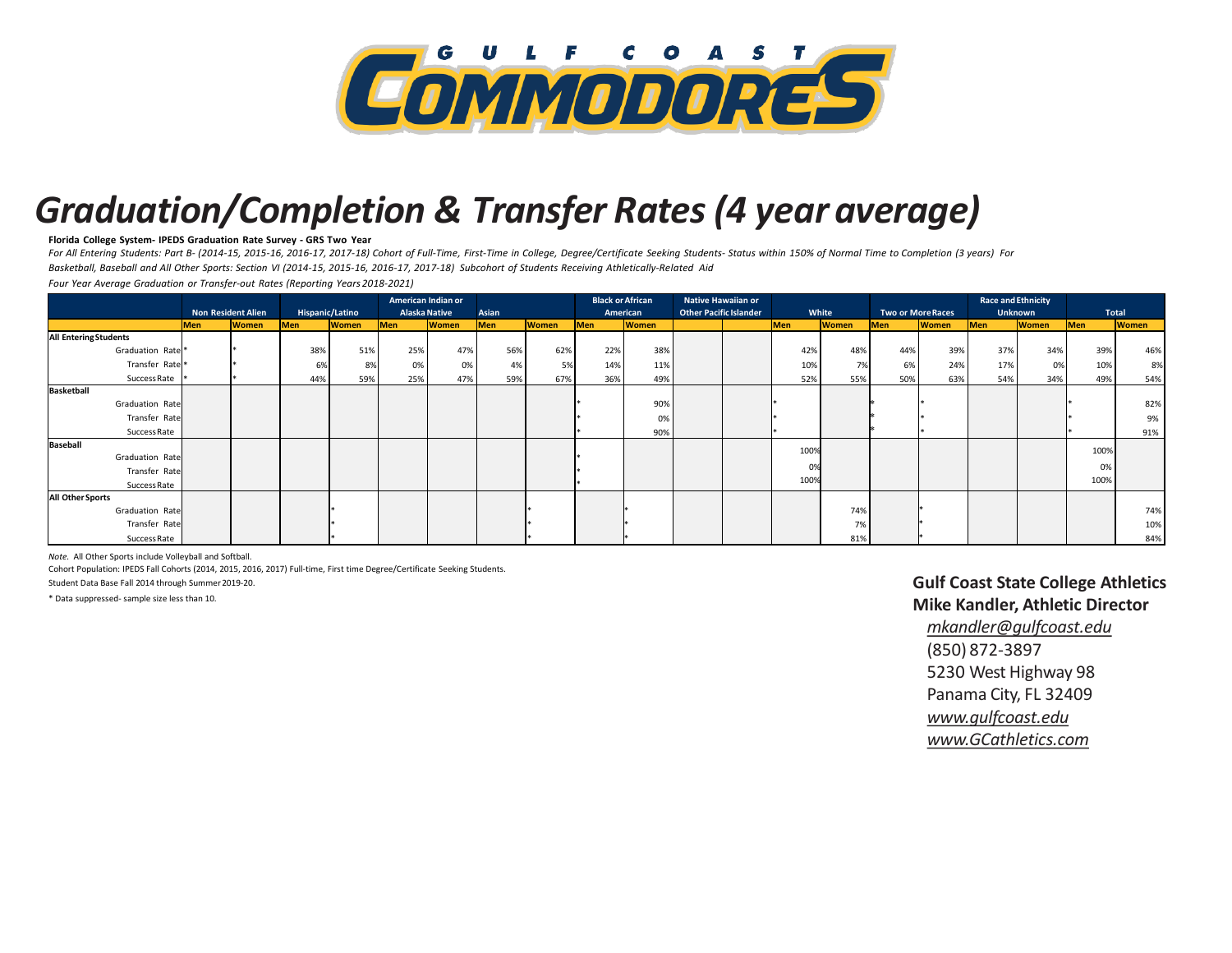GULF COAST COMMODORES

# Graduation/Completion & Transfer Rates (4 year average)

**Florida College System- IPEDS Graduation Rate Survey - GRS Two Year**

*For All Entering Students: Part B- (2014-15, 2015-16, 2016-17, 2017-18) Cohort of Full-Time, First-Time in College, Degree/Certificate Seeking Students- Status within 150% of Normal Time to Completion (3 years) For Basketball, Baseball and All Other Sports: Section VI (2014-15, 2015-16, 2016-17, 2017-18) Subcohort of Students Receiving Athletically-Related Aid*

*Four Year Average Graduation or Transfer-out Rates (Reporting Years 2018-2021)*

| | Non Resident Alien | | Hispanic/Latino | | American Indian or Alaska Native | | Asian | | Black or African American | | Native Hawaiian or Other Pacific Islander | | White | | Two or More Races | | Race and Ethnicity Unknown | | Total | |
|---|---|---|---|---|---|---|---|---|---|---|---|---|---|---|---|---|---|---|---|---|
| | Men | Women | Men | Women | Men | Women | Men | Women | Men | Women | | | Men | Women | Men | Women | Men | Women | Men | Women |
| **All Entering Students** | | | | | | | | | | | | | | | | | | | | |
| Graduation Rate | * | * | 38% | 51% | 25% | 47% | 56% | 62% | 22% | 38% | | | 42% | 48% | 44% | 39% | 37% | 34% | 39% | 46% |
| Transfer Rate | * | * | 6% | 8% | 0% | 0% | 4% | 5% | 14% | 11% | | | 10% | 7% | 6% | 24% | 17% | 0% | 10% | 8% |
| Success Rate | * | * | 44% | 59% | 25% | 47% | 59% | 67% | 36% | 49% | | | 52% | 55% | 50% | 63% | 54% | 34% | 49% | 54% |
| **Basketball** | | | | | | | | | | | | | | | | | | | | |
| Graduation Rate | | | | | | | | | * | 90% | | | * | | * | * | | | * | 82% |
| Transfer Rate | | | | | | | | | * | 0% | | | * | | * | * | | | * | 9% |
| Success Rate | | | | | | | | | * | 90% | | | * | | * | * | | | * | 91% |
| **Baseball** | | | | | | | | | | | | | | | | | | | | |
| Graduation Rate | | | | | | | | | * | | | | 100% | | | | | | 100% | |
| Transfer Rate | | | | | | | | | * | | | | 0% | | | | | | 0% | |
| Success Rate | | | | | | | | | * | | | | 100% | | | | | | 100% | |
| **All Other Sports** | | | | | | | | | | | | | | | | | | | | |
| Graduation Rate | | | | * | | | | * | | * | | | | 74% | | * | | | | 74% |
| Transfer Rate | | | | * | | | | * | | * | | | | 7% | | * | | | | 10% |
| Success Rate | | | | * | | | | * | | * | | | | 81% | | * | | | | 84% |

*Note.* All Other Sports include Volleyball and Softball.

Cohort Population: IPEDS Fall Cohorts (2014, 2015, 2016, 2017) Full-time, First time Degree/Certificate Seeking Students.

Student Data Base Fall 2014 through Summer 2019-20.

* Data suppressed- sample size less than 10.

**Gulf Coast State College Athletics**
**Mike Kandler, Athletic Director**
*mkandler@gulfcoast.edu*
(850) 872-3897
5230 West Highway 98
Panama City, FL 32409
*www.gulfcoast.edu*
*www.GCathletics.com*